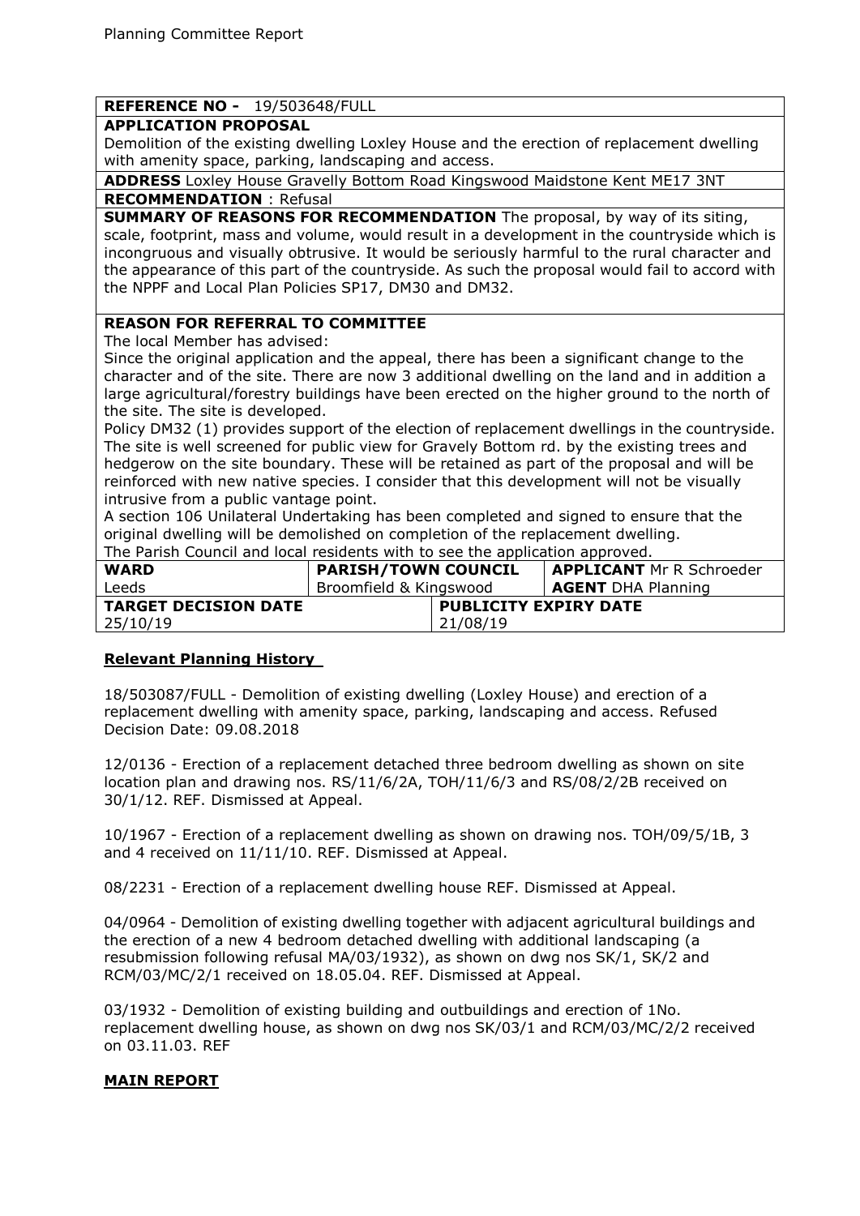**REFERENCE NO -** 19/503648/FULL

**APPLICATION PROPOSAL**

Demolition of the existing dwelling Loxley House and the erection of replacement dwelling with amenity space, parking, landscaping and access.

**ADDRESS** Loxley House Gravelly Bottom Road Kingswood Maidstone Kent ME17 3NT

**RECOMMENDATION** : Refusal

**SUMMARY OF REASONS FOR RECOMMENDATION** The proposal, by way of its siting, scale, footprint, mass and volume, would result in a development in the countryside which is incongruous and visually obtrusive. It would be seriously harmful to the rural character and the appearance of this part of the countryside. As such the proposal would fail to accord with the NPPF and Local Plan Policies SP17, DM30 and DM32.

**REASON FOR REFERRAL TO COMMITTEE**

The local Member has advised:

Since the original application and the appeal, there has been a significant change to the character and of the site. There are now 3 additional dwelling on the land and in addition a large agricultural/forestry buildings have been erected on the higher ground to the north of the site. The site is developed.

Policy DM32 (1) provides support of the election of replacement dwellings in the countryside. The site is well screened for public view for Gravely Bottom rd. by the existing trees and hedgerow on the site boundary. These will be retained as part of the proposal and will be reinforced with new native species. I consider that this development will not be visually intrusive from a public vantage point.

A section 106 Unilateral Undertaking has been completed and signed to ensure that the original dwelling will be demolished on completion of the replacement dwelling.

The Parish Council and local residents with to see the application approved.

| **WARD** | **PARISH/TOWN COUNCIL** | **APPLICANT** Mr R Schroeder |
|---|---|---|
| Leeds | Broomfield & Kingswood | **AGENT** DHA Planning |
| **TARGET DECISION DATE** | **PUBLICITY EXPIRY DATE** | |
| 25/10/19 | 21/08/19 | |

## Relevant Planning History

18/503087/FULL - Demolition of existing dwelling (Loxley House) and erection of a replacement dwelling with amenity space, parking, landscaping and access. Refused Decision Date: 09.08.2018

12/0136 - Erection of a replacement detached three bedroom dwelling as shown on site location plan and drawing nos. RS/11/6/2A, TOH/11/6/3 and RS/08/2/2B received on 30/1/12. REF. Dismissed at Appeal.

10/1967 - Erection of a replacement dwelling as shown on drawing nos. TOH/09/5/1B, 3 and 4 received on 11/11/10. REF. Dismissed at Appeal.

08/2231 - Erection of a replacement dwelling house REF. Dismissed at Appeal.

04/0964 - Demolition of existing dwelling together with adjacent agricultural buildings and the erection of a new 4 bedroom detached dwelling with additional landscaping (a resubmission following refusal MA/03/1932), as shown on dwg nos SK/1, SK/2 and RCM/03/MC/2/1 received on 18.05.04. REF. Dismissed at Appeal.

03/1932 - Demolition of existing building and outbuildings and erection of 1No. replacement dwelling house, as shown on dwg nos SK/03/1 and RCM/03/MC/2/2 received on 03.11.03. REF

## MAIN REPORT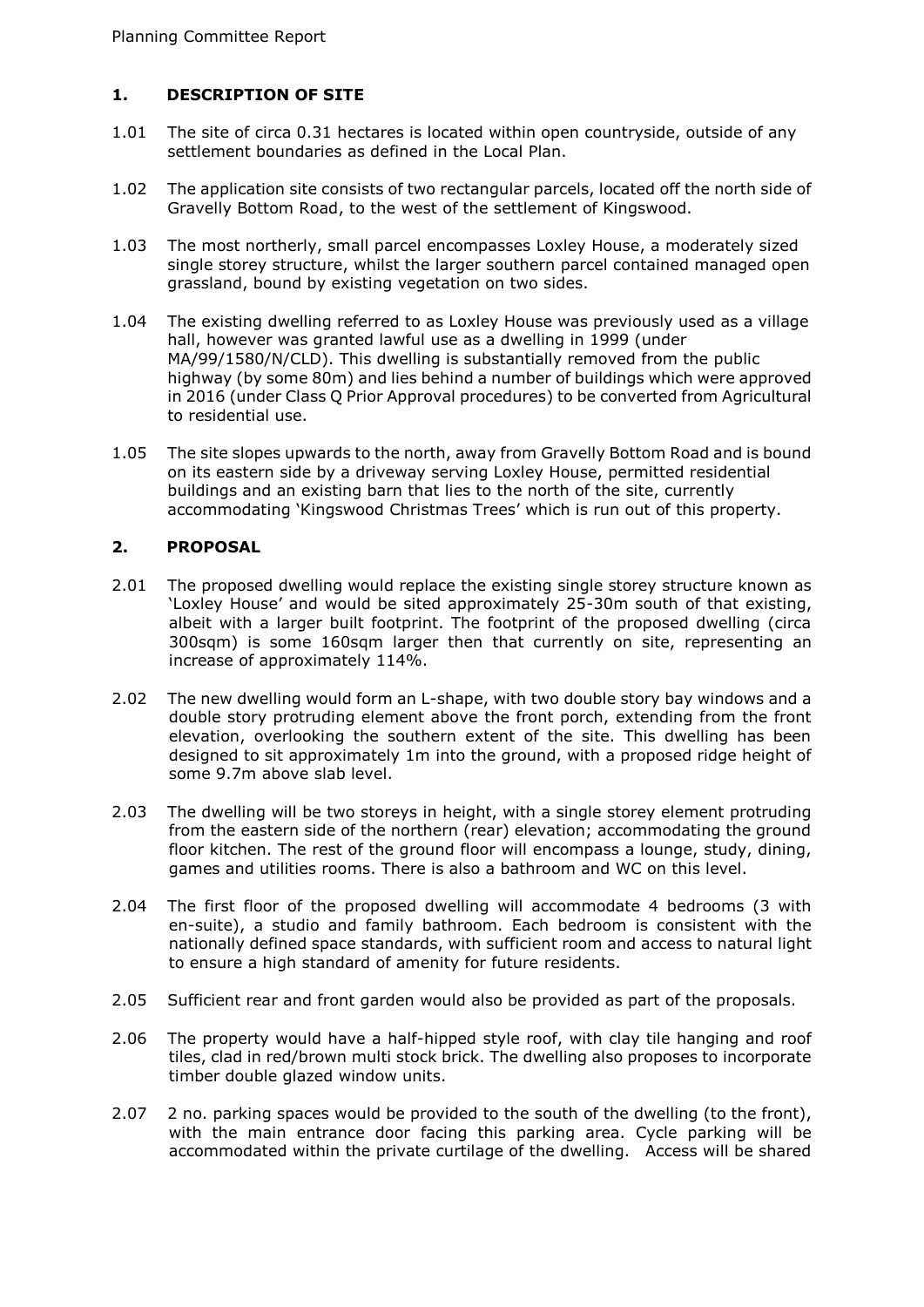## 1. DESCRIPTION OF SITE

1.01 The site of circa 0.31 hectares is located within open countryside, outside of any settlement boundaries as defined in the Local Plan.

1.02 The application site consists of two rectangular parcels, located off the north side of Gravelly Bottom Road, to the west of the settlement of Kingswood.

1.03 The most northerly, small parcel encompasses Loxley House, a moderately sized single storey structure, whilst the larger southern parcel contained managed open grassland, bound by existing vegetation on two sides.

1.04 The existing dwelling referred to as Loxley House was previously used as a village hall, however was granted lawful use as a dwelling in 1999 (under MA/99/1580/N/CLD). This dwelling is substantially removed from the public highway (by some 80m) and lies behind a number of buildings which were approved in 2016 (under Class Q Prior Approval procedures) to be converted from Agricultural to residential use.

1.05 The site slopes upwards to the north, away from Gravelly Bottom Road and is bound on its eastern side by a driveway serving Loxley House, permitted residential buildings and an existing barn that lies to the north of the site, currently accommodating 'Kingswood Christmas Trees' which is run out of this property.

## 2. PROPOSAL

2.01 The proposed dwelling would replace the existing single storey structure known as 'Loxley House' and would be sited approximately 25-30m south of that existing, albeit with a larger built footprint. The footprint of the proposed dwelling (circa 300sqm) is some 160sqm larger then that currently on site, representing an increase of approximately 114%.

2.02 The new dwelling would form an L-shape, with two double story bay windows and a double story protruding element above the front porch, extending from the front elevation, overlooking the southern extent of the site. This dwelling has been designed to sit approximately 1m into the ground, with a proposed ridge height of some 9.7m above slab level.

2.03 The dwelling will be two storeys in height, with a single storey element protruding from the eastern side of the northern (rear) elevation; accommodating the ground floor kitchen. The rest of the ground floor will encompass a lounge, study, dining, games and utilities rooms. There is also a bathroom and WC on this level.

2.04 The first floor of the proposed dwelling will accommodate 4 bedrooms (3 with en-suite), a studio and family bathroom. Each bedroom is consistent with the nationally defined space standards, with sufficient room and access to natural light to ensure a high standard of amenity for future residents.

2.05 Sufficient rear and front garden would also be provided as part of the proposals.

2.06 The property would have a half-hipped style roof, with clay tile hanging and roof tiles, clad in red/brown multi stock brick. The dwelling also proposes to incorporate timber double glazed window units.

2.07 2 no. parking spaces would be provided to the south of the dwelling (to the front), with the main entrance door facing this parking area. Cycle parking will be accommodated within the private curtilage of the dwelling. Access will be shared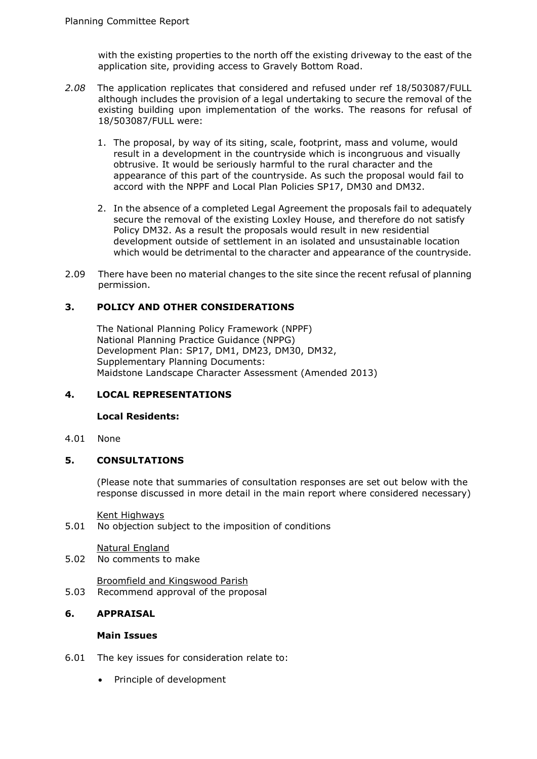with the existing properties to the north off the existing driveway to the east of the application site, providing access to Gravely Bottom Road.

*2.08* The application replicates that considered and refused under ref 18/503087/FULL although includes the provision of a legal undertaking to secure the removal of the existing building upon implementation of the works. The reasons for refusal of 18/503087/FULL were:

1. The proposal, by way of its siting, scale, footprint, mass and volume, would result in a development in the countryside which is incongruous and visually obtrusive. It would be seriously harmful to the rural character and the appearance of this part of the countryside. As such the proposal would fail to accord with the NPPF and Local Plan Policies SP17, DM30 and DM32.

2. In the absence of a completed Legal Agreement the proposals fail to adequately secure the removal of the existing Loxley House, and therefore do not satisfy Policy DM32. As a result the proposals would result in new residential development outside of settlement in an isolated and unsustainable location which would be detrimental to the character and appearance of the countryside.

2.09 There have been no material changes to the site since the recent refusal of planning permission.

## 3. POLICY AND OTHER CONSIDERATIONS

The National Planning Policy Framework (NPPF)
National Planning Practice Guidance (NPPG)
Development Plan: SP17, DM1, DM23, DM30, DM32,
Supplementary Planning Documents:
Maidstone Landscape Character Assessment (Amended 2013)

## 4. LOCAL REPRESENTATIONS

**Local Residents:**

4.01 None

## 5. CONSULTATIONS

(Please note that summaries of consultation responses are set out below with the response discussed in more detail in the main report where considered necessary)

Kent Highways

5.01 No objection subject to the imposition of conditions

Natural England

5.02 No comments to make

Broomfield and Kingswood Parish

5.03 Recommend approval of the proposal

## 6. APPRAISAL

**Main Issues**

6.01 The key issues for consideration relate to:

- Principle of development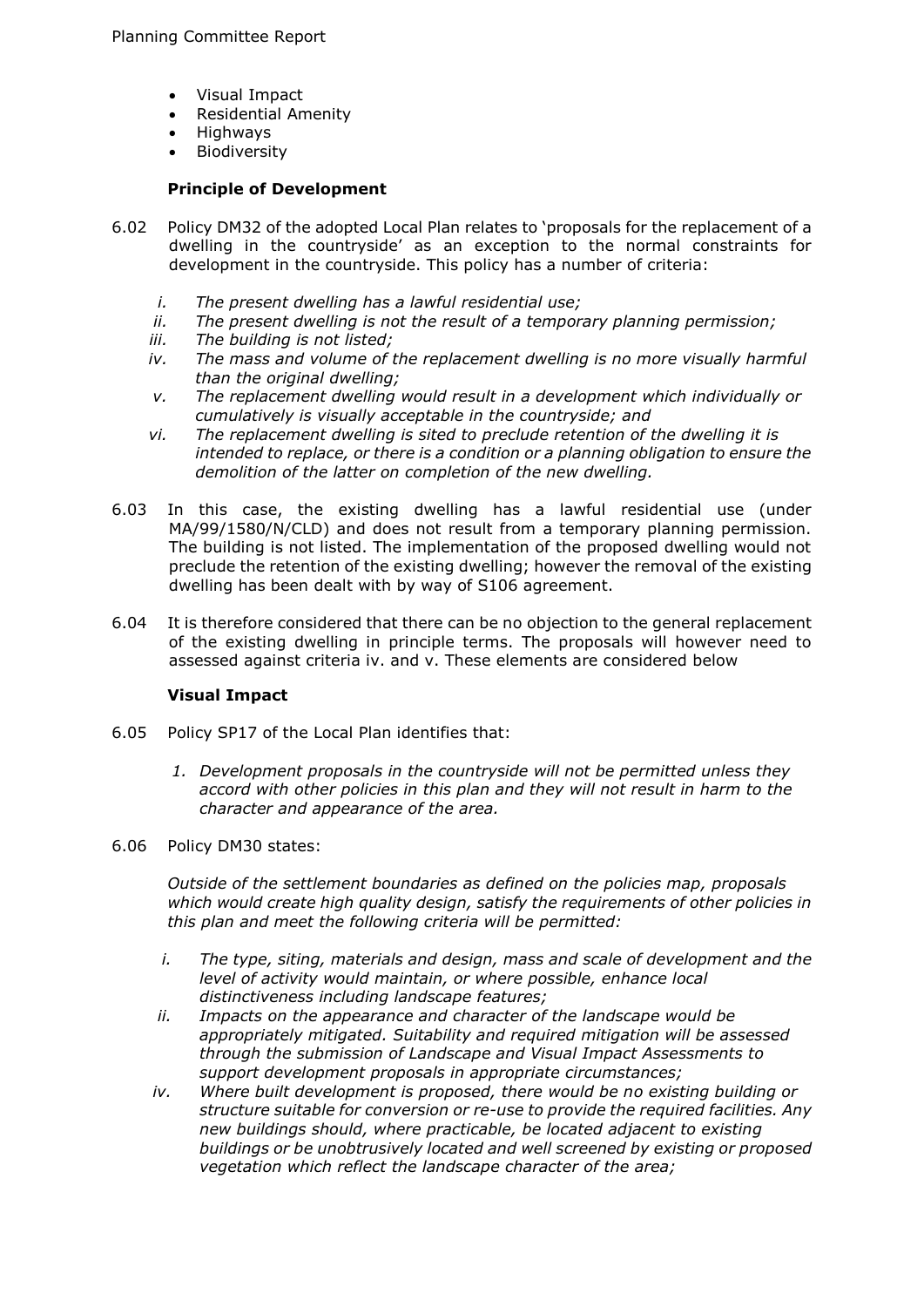- Visual Impact
- Residential Amenity
- Highways
- Biodiversity

**Principle of Development**

6.02 Policy DM32 of the adopted Local Plan relates to 'proposals for the replacement of a dwelling in the countryside' as an exception to the normal constraints for development in the countryside. This policy has a number of criteria:

i. *The present dwelling has a lawful residential use;*
ii. *The present dwelling is not the result of a temporary planning permission;*
iii. *The building is not listed;*
iv. *The mass and volume of the replacement dwelling is no more visually harmful than the original dwelling;*
v. *The replacement dwelling would result in a development which individually or cumulatively is visually acceptable in the countryside; and*
vi. *The replacement dwelling is sited to preclude retention of the dwelling it is intended to replace, or there is a condition or a planning obligation to ensure the demolition of the latter on completion of the new dwelling.*

6.03 In this case, the existing dwelling has a lawful residential use (under MA/99/1580/N/CLD) and does not result from a temporary planning permission. The building is not listed. The implementation of the proposed dwelling would not preclude the retention of the existing dwelling; however the removal of the existing dwelling has been dealt with by way of S106 agreement.

6.04 It is therefore considered that there can be no objection to the general replacement of the existing dwelling in principle terms. The proposals will however need to assessed against criteria iv. and v. These elements are considered below

**Visual Impact**

6.05 Policy SP17 of the Local Plan identifies that:

1. *Development proposals in the countryside will not be permitted unless they accord with other policies in this plan and they will not result in harm to the character and appearance of the area.*

6.06 Policy DM30 states:

*Outside of the settlement boundaries as defined on the policies map, proposals which would create high quality design, satisfy the requirements of other policies in this plan and meet the following criteria will be permitted:*

i. *The type, siting, materials and design, mass and scale of development and the level of activity would maintain, or where possible, enhance local distinctiveness including landscape features;*
ii. *Impacts on the appearance and character of the landscape would be appropriately mitigated. Suitability and required mitigation will be assessed through the submission of Landscape and Visual Impact Assessments to support development proposals in appropriate circumstances;*
iv. *Where built development is proposed, there would be no existing building or structure suitable for conversion or re-use to provide the required facilities. Any new buildings should, where practicable, be located adjacent to existing buildings or be unobtrusively located and well screened by existing or proposed vegetation which reflect the landscape character of the area;*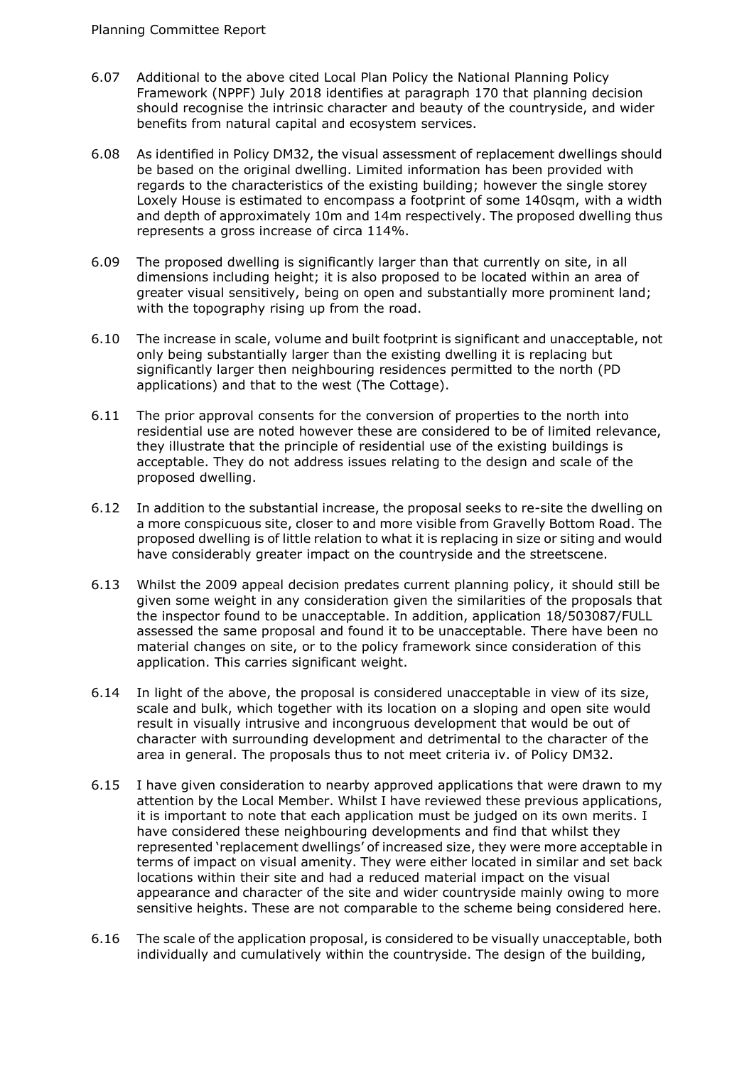6.07 Additional to the above cited Local Plan Policy the National Planning Policy Framework (NPPF) July 2018 identifies at paragraph 170 that planning decision should recognise the intrinsic character and beauty of the countryside, and wider benefits from natural capital and ecosystem services.

6.08 As identified in Policy DM32, the visual assessment of replacement dwellings should be based on the original dwelling. Limited information has been provided with regards to the characteristics of the existing building; however the single storey Loxely House is estimated to encompass a footprint of some 140sqm, with a width and depth of approximately 10m and 14m respectively. The proposed dwelling thus represents a gross increase of circa 114%.

6.09 The proposed dwelling is significantly larger than that currently on site, in all dimensions including height; it is also proposed to be located within an area of greater visual sensitively, being on open and substantially more prominent land; with the topography rising up from the road.

6.10 The increase in scale, volume and built footprint is significant and unacceptable, not only being substantially larger than the existing dwelling it is replacing but significantly larger then neighbouring residences permitted to the north (PD applications) and that to the west (The Cottage).

6.11 The prior approval consents for the conversion of properties to the north into residential use are noted however these are considered to be of limited relevance, they illustrate that the principle of residential use of the existing buildings is acceptable. They do not address issues relating to the design and scale of the proposed dwelling.

6.12 In addition to the substantial increase, the proposal seeks to re-site the dwelling on a more conspicuous site, closer to and more visible from Gravelly Bottom Road. The proposed dwelling is of little relation to what it is replacing in size or siting and would have considerably greater impact on the countryside and the streetscene.

6.13 Whilst the 2009 appeal decision predates current planning policy, it should still be given some weight in any consideration given the similarities of the proposals that the inspector found to be unacceptable. In addition, application 18/503087/FULL assessed the same proposal and found it to be unacceptable. There have been no material changes on site, or to the policy framework since consideration of this application. This carries significant weight.

6.14 In light of the above, the proposal is considered unacceptable in view of its size, scale and bulk, which together with its location on a sloping and open site would result in visually intrusive and incongruous development that would be out of character with surrounding development and detrimental to the character of the area in general. The proposals thus to not meet criteria iv. of Policy DM32.

6.15 I have given consideration to nearby approved applications that were drawn to my attention by the Local Member. Whilst I have reviewed these previous applications, it is important to note that each application must be judged on its own merits. I have considered these neighbouring developments and find that whilst they represented 'replacement dwellings' of increased size, they were more acceptable in terms of impact on visual amenity. They were either located in similar and set back locations within their site and had a reduced material impact on the visual appearance and character of the site and wider countryside mainly owing to more sensitive heights. These are not comparable to the scheme being considered here.

6.16 The scale of the application proposal, is considered to be visually unacceptable, both individually and cumulatively within the countryside. The design of the building,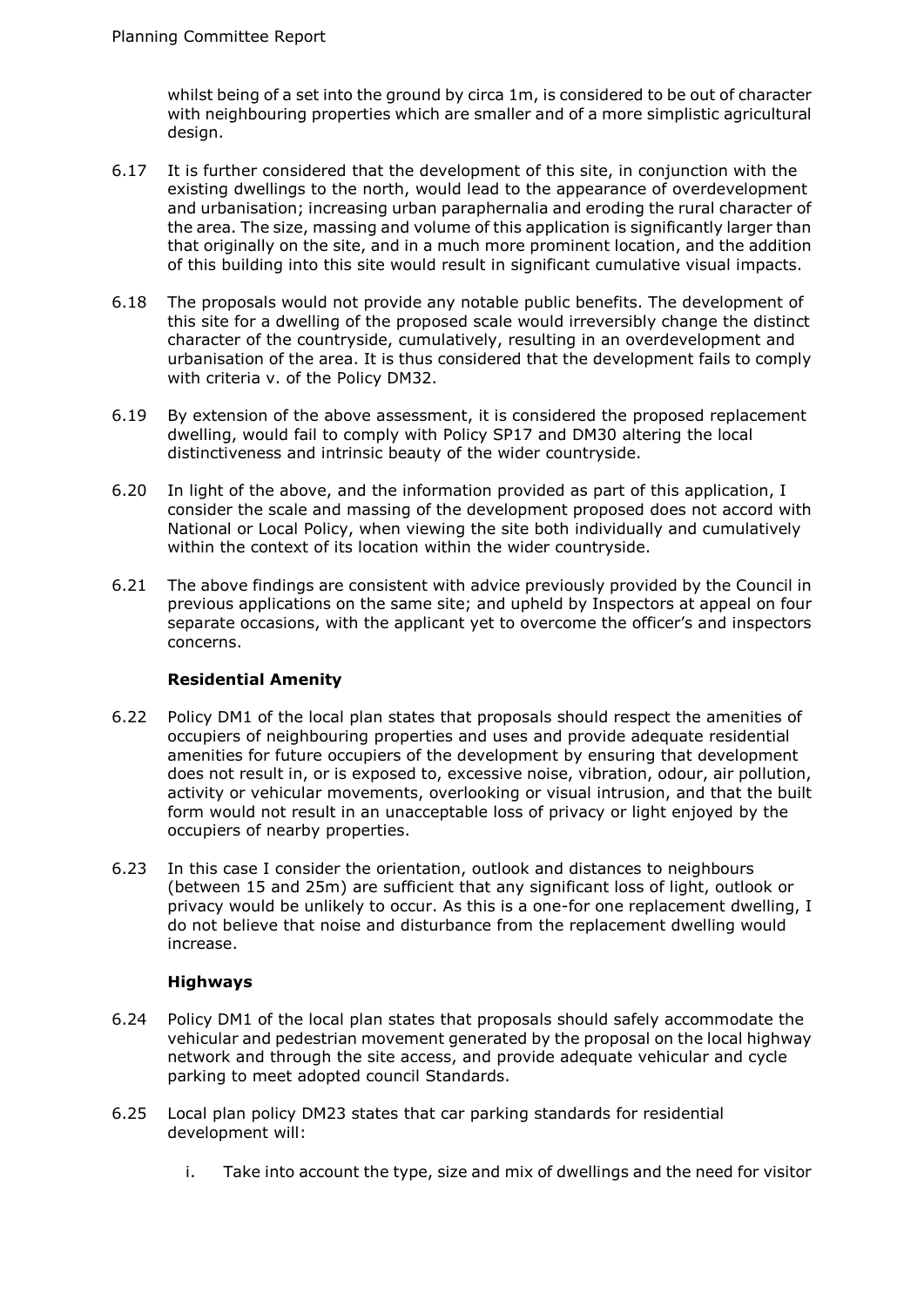whilst being of a set into the ground by circa 1m, is considered to be out of character with neighbouring properties which are smaller and of a more simplistic agricultural design.

6.17 It is further considered that the development of this site, in conjunction with the existing dwellings to the north, would lead to the appearance of overdevelopment and urbanisation; increasing urban paraphernalia and eroding the rural character of the area. The size, massing and volume of this application is significantly larger than that originally on the site, and in a much more prominent location, and the addition of this building into this site would result in significant cumulative visual impacts.

6.18 The proposals would not provide any notable public benefits. The development of this site for a dwelling of the proposed scale would irreversibly change the distinct character of the countryside, cumulatively, resulting in an overdevelopment and urbanisation of the area. It is thus considered that the development fails to comply with criteria v. of the Policy DM32.

6.19 By extension of the above assessment, it is considered the proposed replacement dwelling, would fail to comply with Policy SP17 and DM30 altering the local distinctiveness and intrinsic beauty of the wider countryside.

6.20 In light of the above, and the information provided as part of this application, I consider the scale and massing of the development proposed does not accord with National or Local Policy, when viewing the site both individually and cumulatively within the context of its location within the wider countryside.

6.21 The above findings are consistent with advice previously provided by the Council in previous applications on the same site; and upheld by Inspectors at appeal on four separate occasions, with the applicant yet to overcome the officer's and inspectors concerns.

### Residential Amenity

6.22 Policy DM1 of the local plan states that proposals should respect the amenities of occupiers of neighbouring properties and uses and provide adequate residential amenities for future occupiers of the development by ensuring that development does not result in, or is exposed to, excessive noise, vibration, odour, air pollution, activity or vehicular movements, overlooking or visual intrusion, and that the built form would not result in an unacceptable loss of privacy or light enjoyed by the occupiers of nearby properties.

6.23 In this case I consider the orientation, outlook and distances to neighbours (between 15 and 25m) are sufficient that any significant loss of light, outlook or privacy would be unlikely to occur. As this is a one-for one replacement dwelling, I do not believe that noise and disturbance from the replacement dwelling would increase.

### Highways

6.24 Policy DM1 of the local plan states that proposals should safely accommodate the vehicular and pedestrian movement generated by the proposal on the local highway network and through the site access, and provide adequate vehicular and cycle parking to meet adopted council Standards.

6.25 Local plan policy DM23 states that car parking standards for residential development will:

i. Take into account the type, size and mix of dwellings and the need for visitor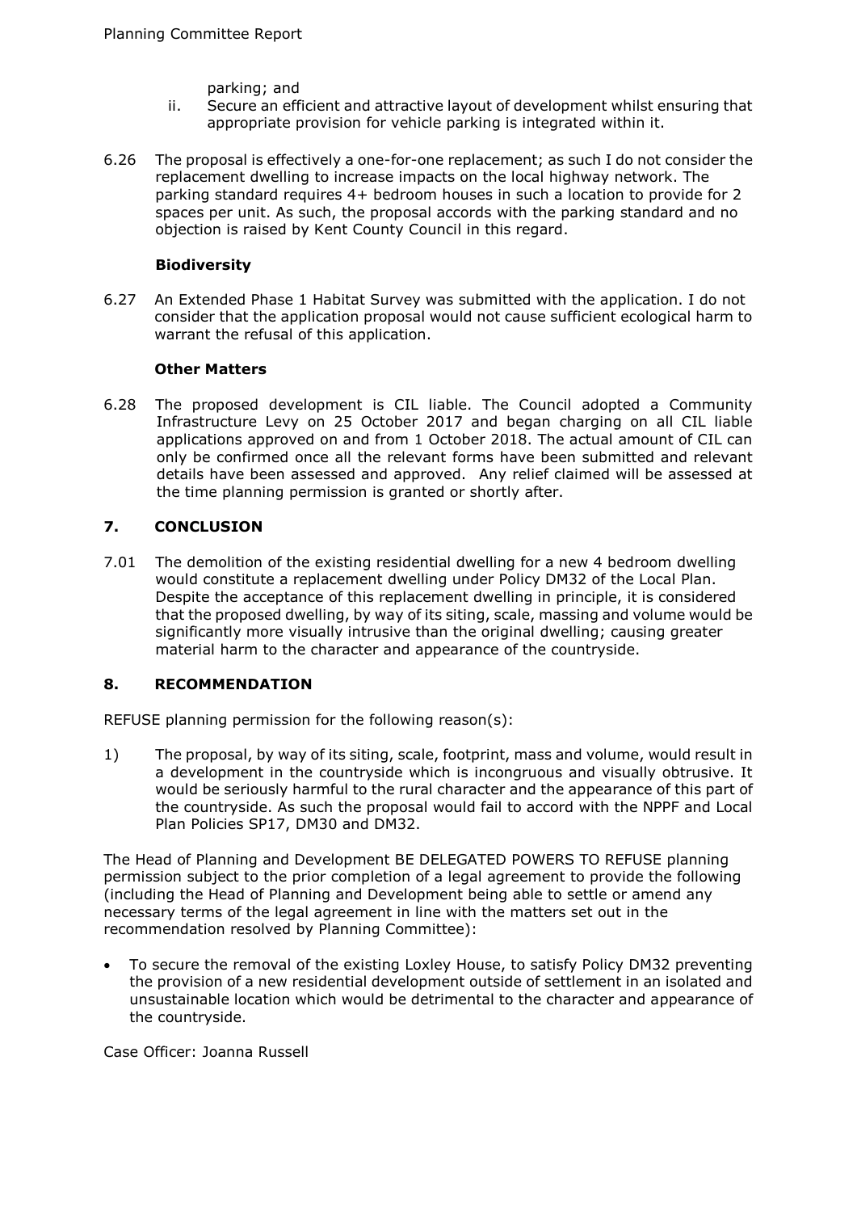parking; and

ii. Secure an efficient and attractive layout of development whilst ensuring that appropriate provision for vehicle parking is integrated within it.

6.26 The proposal is effectively a one-for-one replacement; as such I do not consider the replacement dwelling to increase impacts on the local highway network. The parking standard requires 4+ bedroom houses in such a location to provide for 2 spaces per unit. As such, the proposal accords with the parking standard and no objection is raised by Kent County Council in this regard.

**Biodiversity**

6.27 An Extended Phase 1 Habitat Survey was submitted with the application. I do not consider that the application proposal would not cause sufficient ecological harm to warrant the refusal of this application.

**Other Matters**

6.28 The proposed development is CIL liable. The Council adopted a Community Infrastructure Levy on 25 October 2017 and began charging on all CIL liable applications approved on and from 1 October 2018. The actual amount of CIL can only be confirmed once all the relevant forms have been submitted and relevant details have been assessed and approved. Any relief claimed will be assessed at the time planning permission is granted or shortly after.

## 7. CONCLUSION

7.01 The demolition of the existing residential dwelling for a new 4 bedroom dwelling would constitute a replacement dwelling under Policy DM32 of the Local Plan. Despite the acceptance of this replacement dwelling in principle, it is considered that the proposed dwelling, by way of its siting, scale, massing and volume would be significantly more visually intrusive than the original dwelling; causing greater material harm to the character and appearance of the countryside.

## 8. RECOMMENDATION

REFUSE planning permission for the following reason(s):

1) The proposal, by way of its siting, scale, footprint, mass and volume, would result in a development in the countryside which is incongruous and visually obtrusive. It would be seriously harmful to the rural character and the appearance of this part of the countryside. As such the proposal would fail to accord with the NPPF and Local Plan Policies SP17, DM30 and DM32.

The Head of Planning and Development BE DELEGATED POWERS TO REFUSE planning permission subject to the prior completion of a legal agreement to provide the following (including the Head of Planning and Development being able to settle or amend any necessary terms of the legal agreement in line with the matters set out in the recommendation resolved by Planning Committee):

- To secure the removal of the existing Loxley House, to satisfy Policy DM32 preventing the provision of a new residential development outside of settlement in an isolated and unsustainable location which would be detrimental to the character and appearance of the countryside.

Case Officer: Joanna Russell